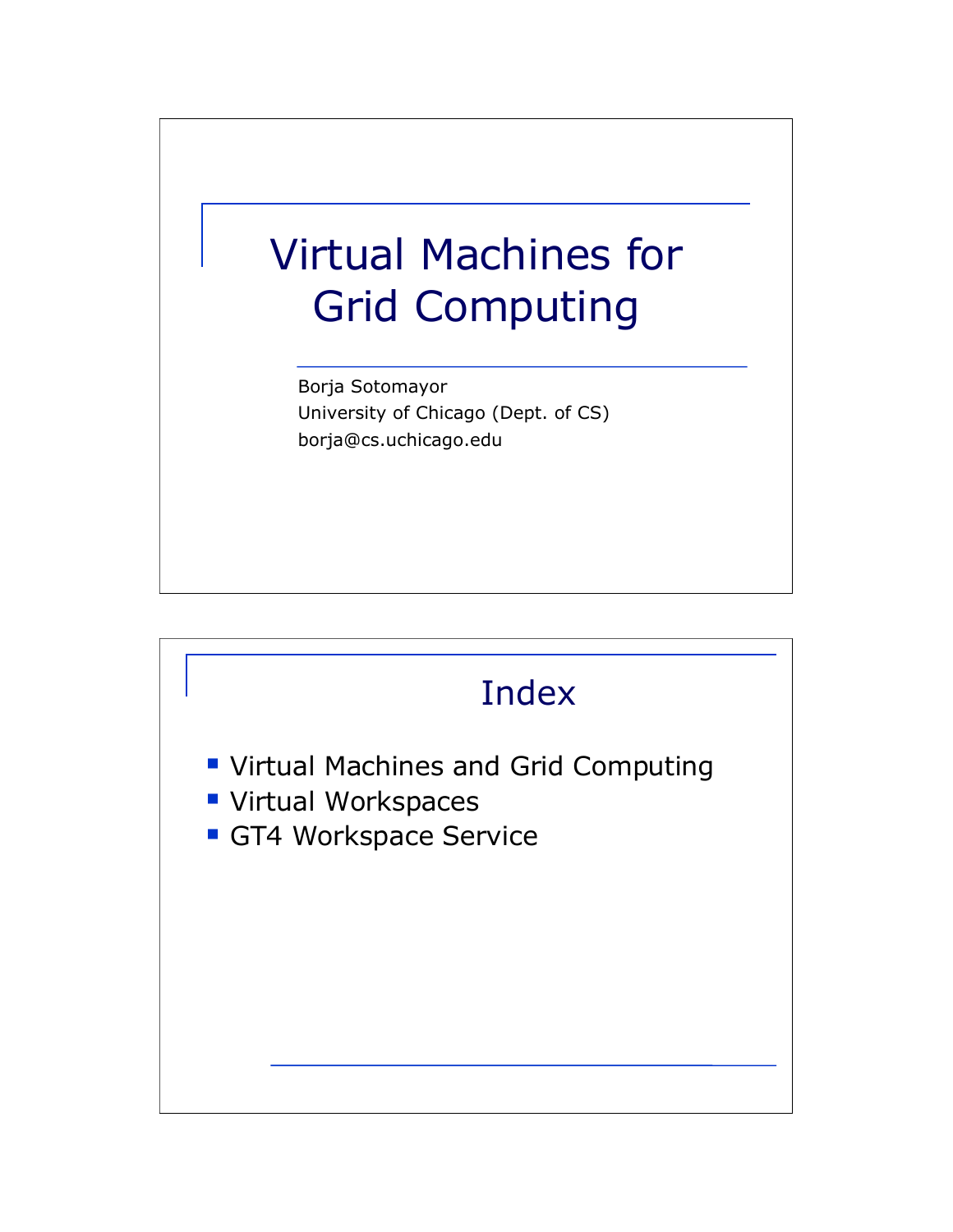# Virtual Machines for Grid Computing

Borja Sotomayor
University of Chicago (Dept. of CS)
borja@cs.uchicago.edu

## Index

- Virtual Machines and Grid Computing
- Virtual Workspaces
- GT4 Workspace Service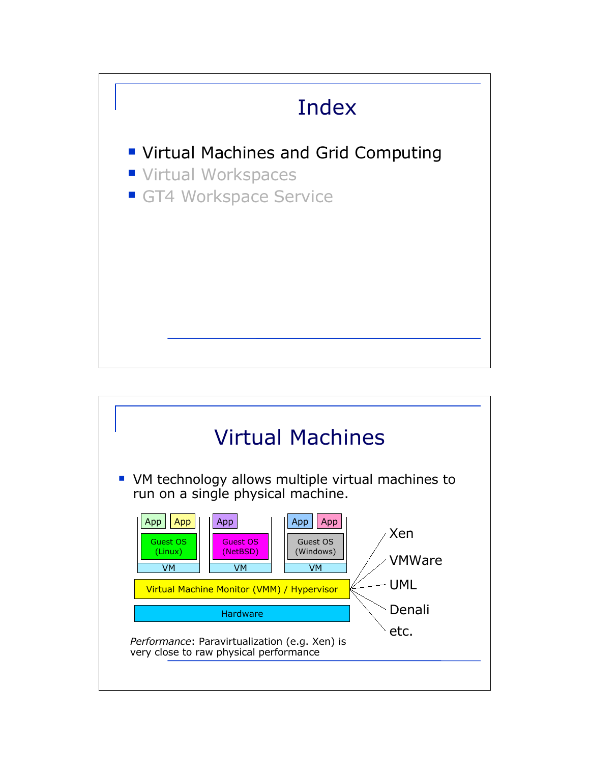# Index

- Virtual Machines and Grid Computing
- Virtual Workspaces
- GT4 Workspace Service

# Virtual Machines

- VM technology allows multiple virtual machines to run on a single physical machine.

| App | App | App | App | App |
|---|---|---|---|---|
| Guest OS (Linux) | | Guest OS (NetBSD) | Guest OS (Windows) | |
| VM | | VM | VM | |

Virtual Machine Monitor (VMM) / Hypervisor

Hardware

Xen
VMWare
UML
Denali
etc.

*Performance*: Paravirtualization (e.g. Xen) is very close to raw physical performance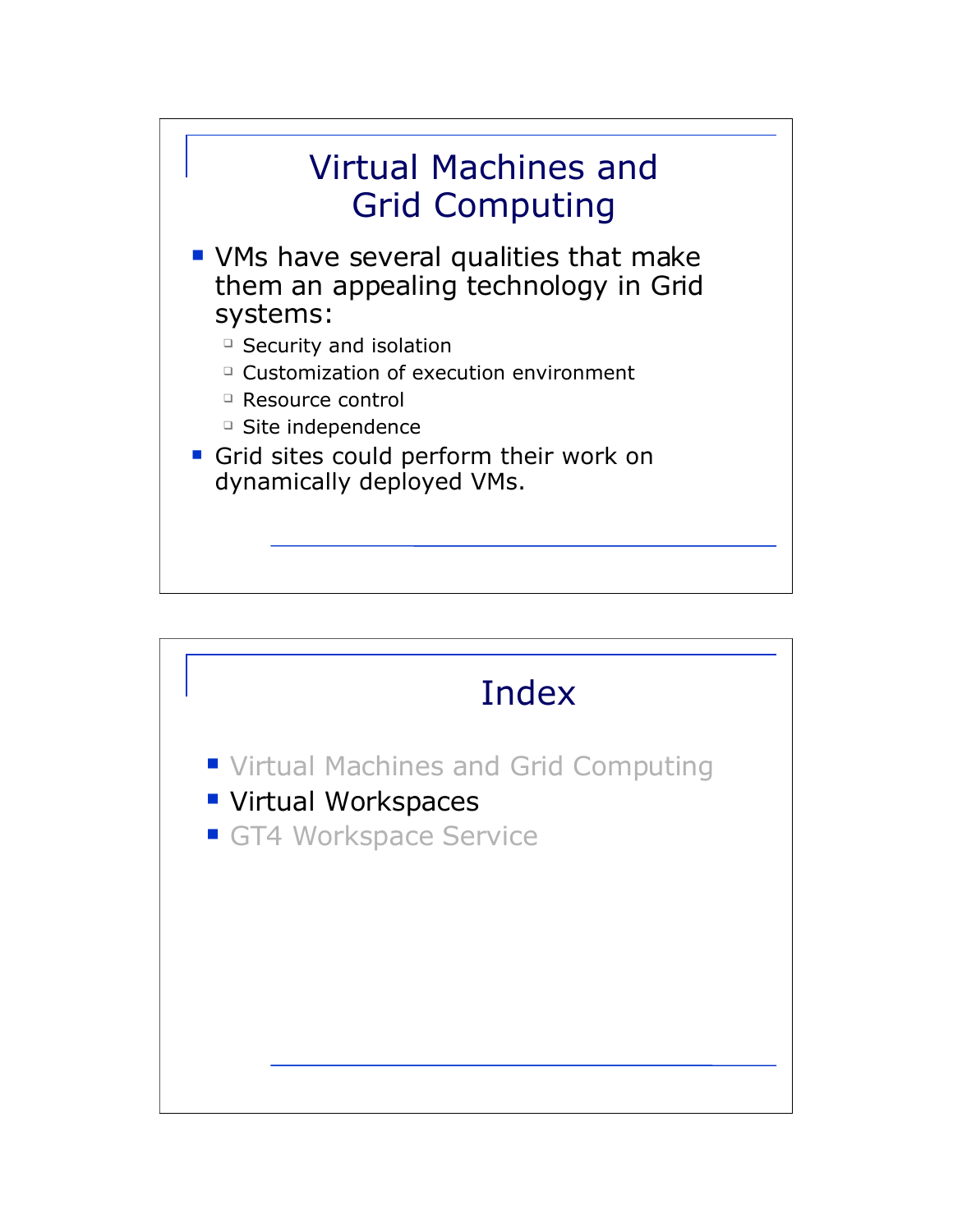## Virtual Machines and Grid Computing

- VMs have several qualities that make them an appealing technology in Grid systems:
  - Security and isolation
  - Customization of execution environment
  - Resource control
  - Site independence
- Grid sites could perform their work on dynamically deployed VMs.

## Index

- Virtual Machines and Grid Computing
- Virtual Workspaces
- GT4 Workspace Service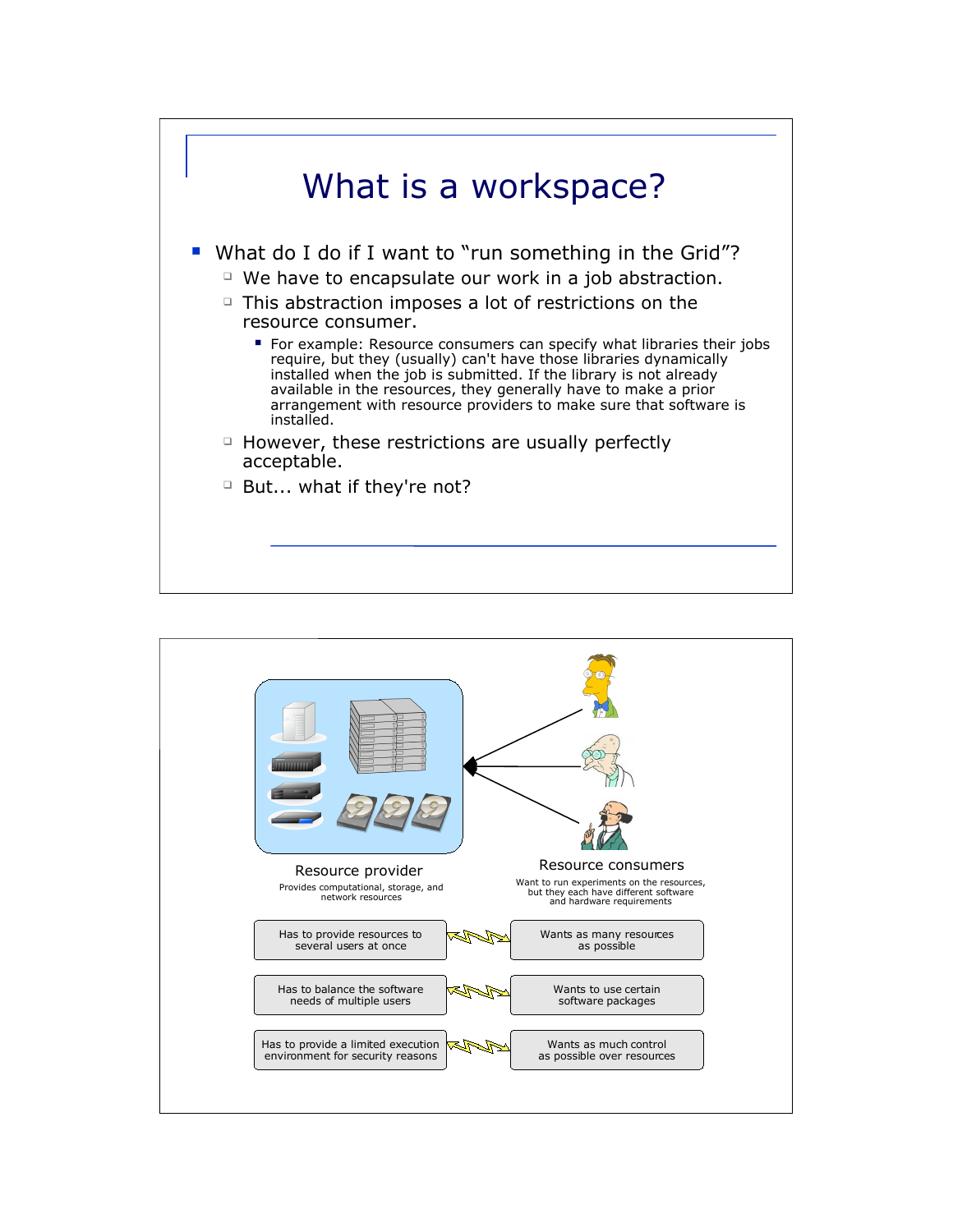# What is a workspace?

- What do I do if I want to "run something in the Grid"?
  - We have to encapsulate our work in a job abstraction.
  - This abstraction imposes a lot of restrictions on the resource consumer.
    - For example: Resource consumers can specify what libraries their jobs require, but they (usually) can't have those libraries dynamically installed when the job is submitted. If the library is not already available in the resources, they generally have to make a prior arrangement with resource providers to make sure that software is installed.
  - However, these restrictions are usually perfectly acceptable.
  - But... what if they're not?

---

**Resource provider**

Provides computational, storage, and network resources

**Resource consumers**

Want to run experiments on the resources, but they each have different software and hardware requirements

| Resource provider | Resource consumers |
| --- | --- |
| Has to provide resources to several users at once | Wants as many resources as possible |
| Has to balance the software needs of multiple users | Wants to use certain software packages |
| Has to provide a limited execution environment for security reasons | Wants as much control as possible over resources |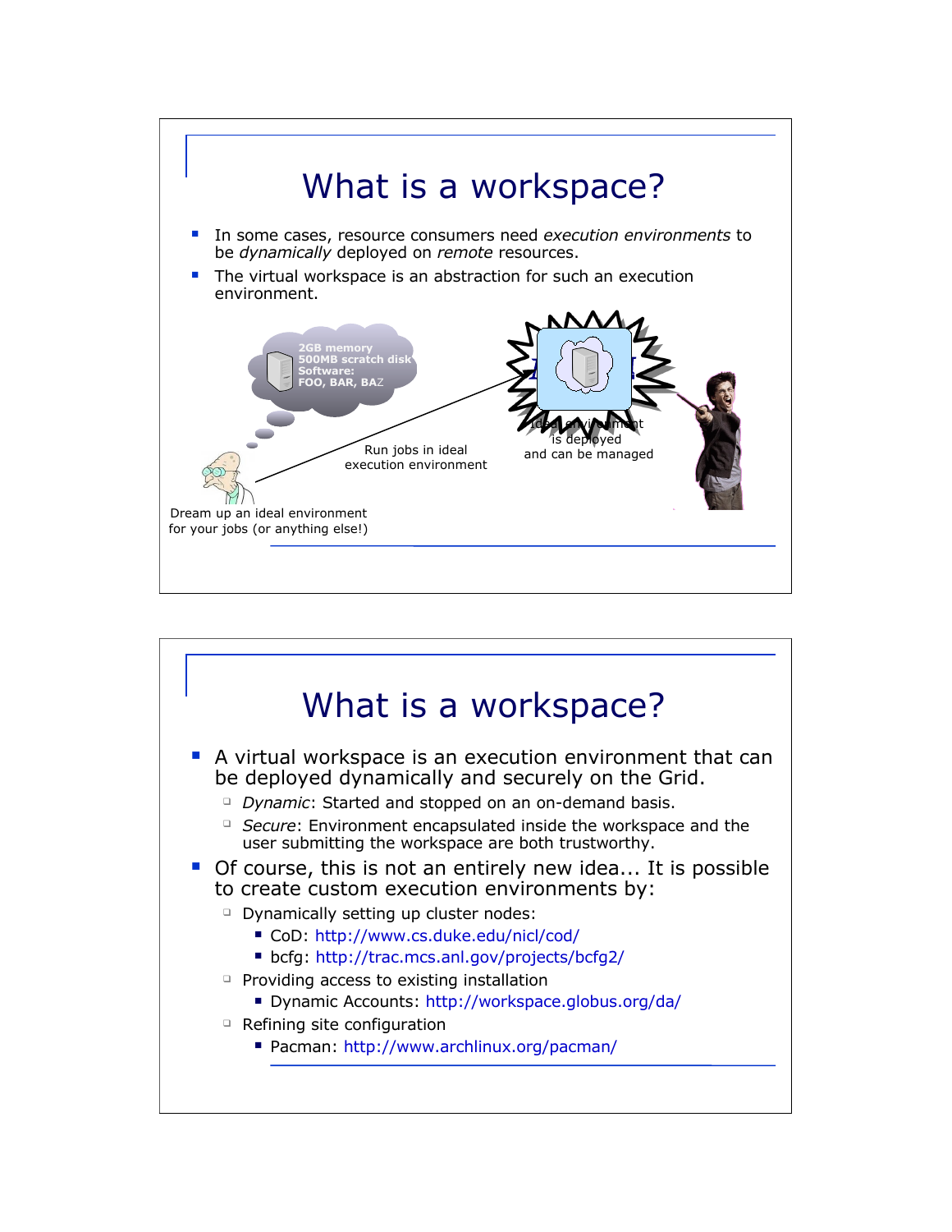# What is a workspace?

- In some cases, resource consumers need *execution environments* to be *dynamically* deployed on *remote* resources.
- The virtual workspace is an abstraction for such an execution environment.

2GB memory
500MB scratch disk
Software:
FOO, BAR, BAZ

Run jobs in ideal execution environment

Ideal environment is deployed and can be managed

Dream up an ideal environment for your jobs (or anything else!)

# What is a workspace?

- A virtual workspace is an execution environment that can be deployed dynamically and securely on the Grid.
  - *Dynamic*: Started and stopped on an on-demand basis.
  - *Secure*: Environment encapsulated inside the workspace and the user submitting the workspace are both trustworthy.
- Of course, this is not an entirely new idea... It is possible to create custom execution environments by:
  - Dynamically setting up cluster nodes:
    - CoD: http://www.cs.duke.edu/nicl/cod/
    - bcfg: http://trac.mcs.anl.gov/projects/bcfg2/
  - Providing access to existing installation
    - Dynamic Accounts: http://workspace.globus.org/da/
  - Refining site configuration
    - Pacman: http://www.archlinux.org/pacman/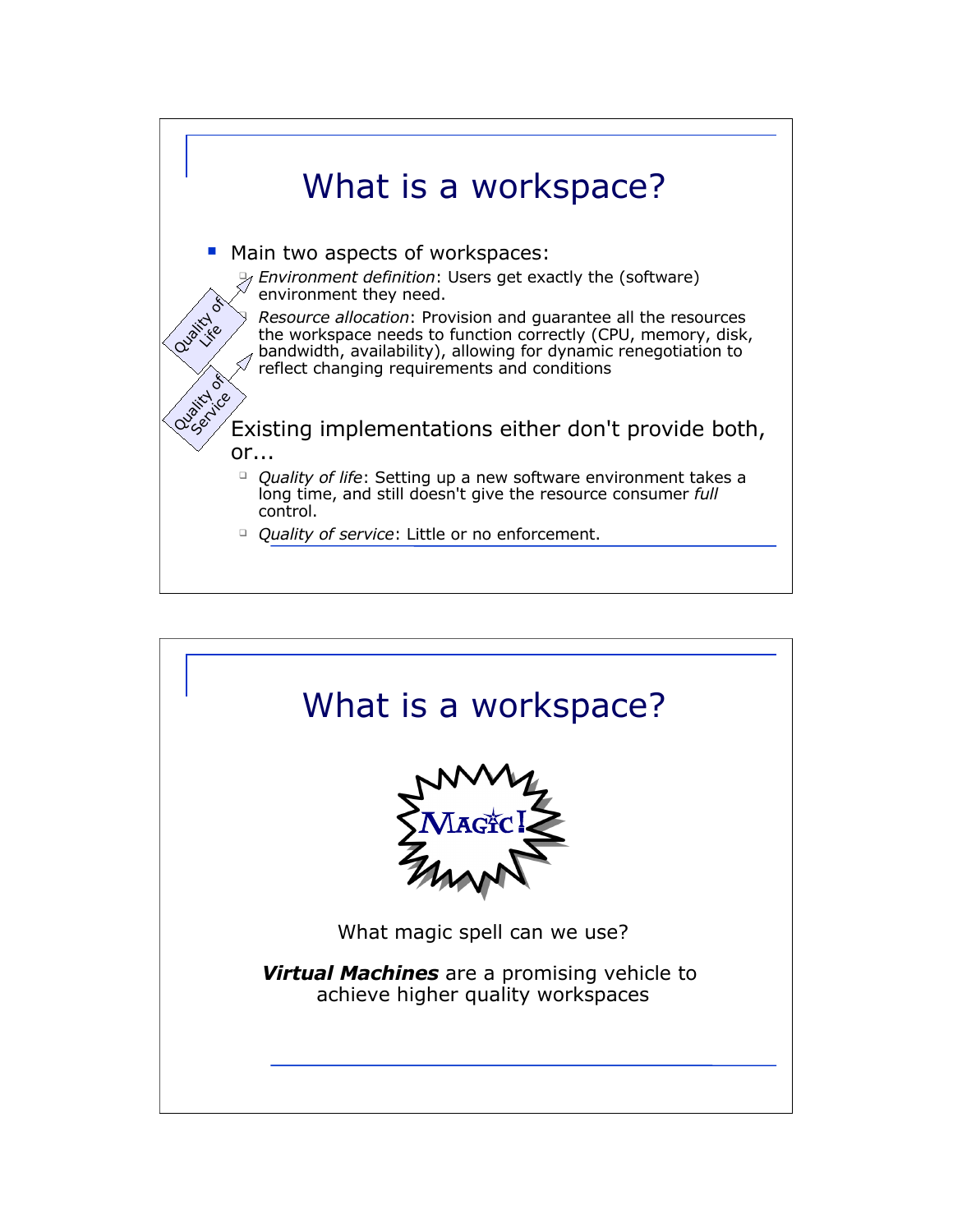# What is a workspace?

- Main two aspects of workspaces:
  - *Environment definition*: Users get exactly the (software) environment they need.
  - *Resource allocation*: Provision and guarantee all the resources the workspace needs to function correctly (CPU, memory, disk, bandwidth, availability), allowing for dynamic renegotiation to reflect changing requirements and conditions

Quality of Life

Quality of Service

- Existing implementations either don't provide both, or...
  - *Quality of life*: Setting up a new software environment takes a long time, and still doesn't give the resource consumer *full* control.
  - *Quality of service*: Little or no enforcement.

# What is a workspace?

MAGIC!

What magic spell can we use?

***Virtual Machines*** are a promising vehicle to achieve higher quality workspaces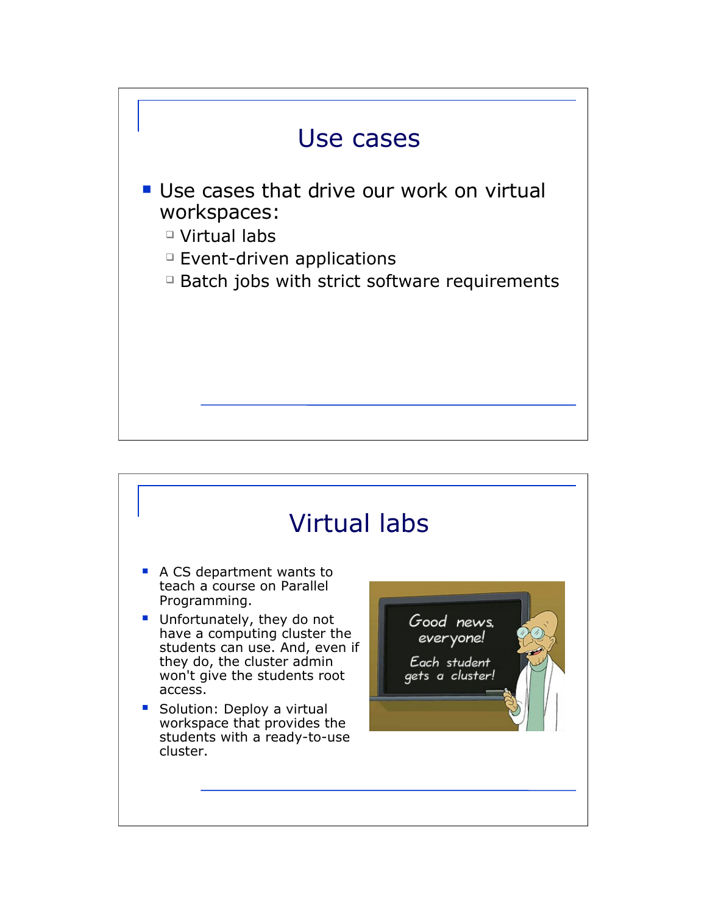# Use cases

- Use cases that drive our work on virtual workspaces:
  - Virtual labs
  - Event-driven applications
  - Batch jobs with strict software requirements

# Virtual labs

- A CS department wants to teach a course on Parallel Programming.
- Unfortunately, they do not have a computing cluster the students can use. And, even if they do, the cluster admin won't give the students root access.
- Solution: Deploy a virtual workspace that provides the students with a ready-to-use cluster.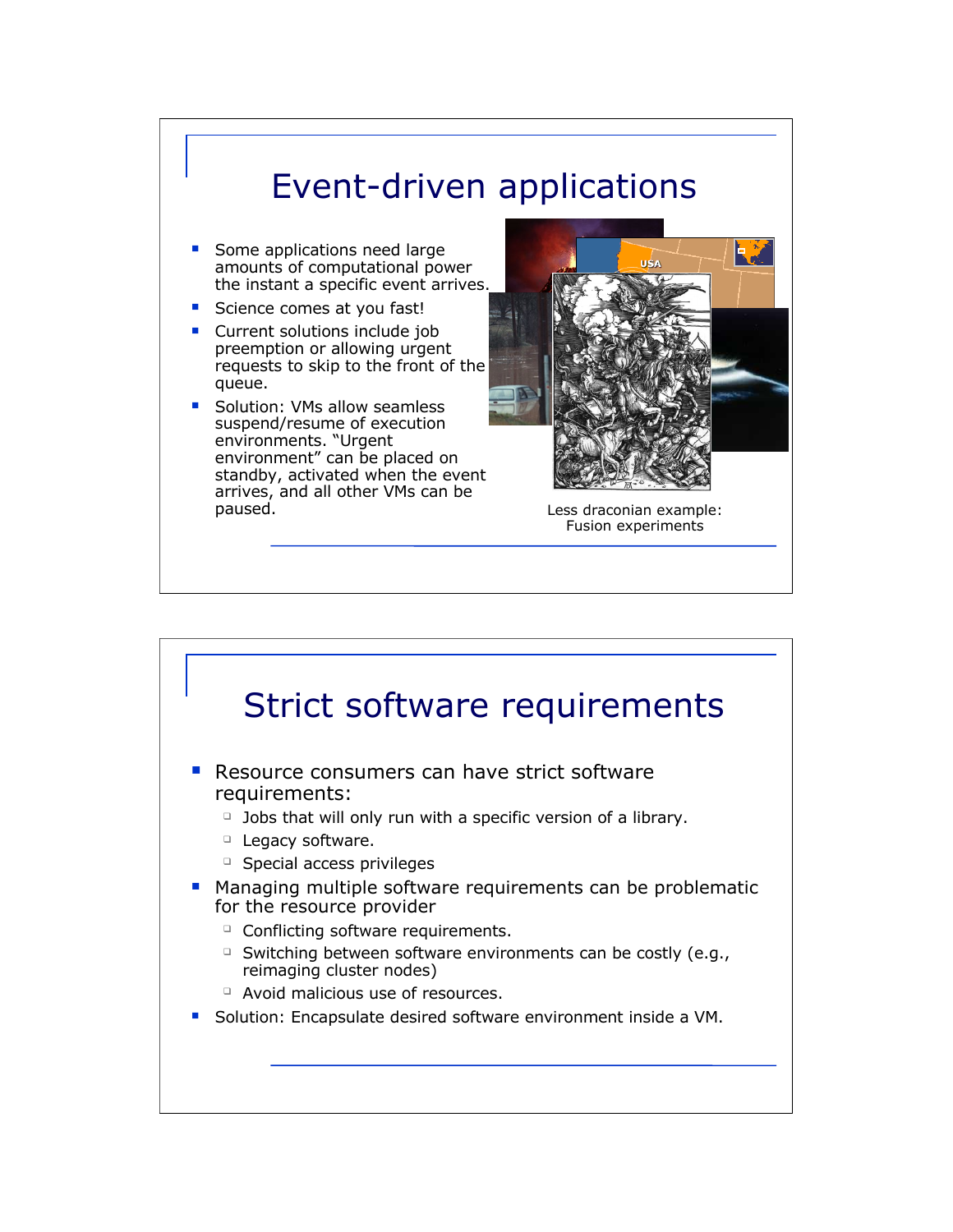# Event-driven applications

- Some applications need large amounts of computational power the instant a specific event arrives.
- Science comes at you fast!
- Current solutions include job preemption or allowing urgent requests to skip to the front of the queue.
- Solution: VMs allow seamless suspend/resume of execution environments. "Urgent environment" can be placed on standby, activated when the event arrives, and all other VMs can be paused.

Less draconian example: Fusion experiments

# Strict software requirements

- Resource consumers can have strict software requirements:
  - Jobs that will only run with a specific version of a library.
  - Legacy software.
  - Special access privileges
- Managing multiple software requirements can be problematic for the resource provider
  - Conflicting software requirements.
  - Switching between software environments can be costly (e.g., reimaging cluster nodes)
  - Avoid malicious use of resources.
- Solution: Encapsulate desired software environment inside a VM.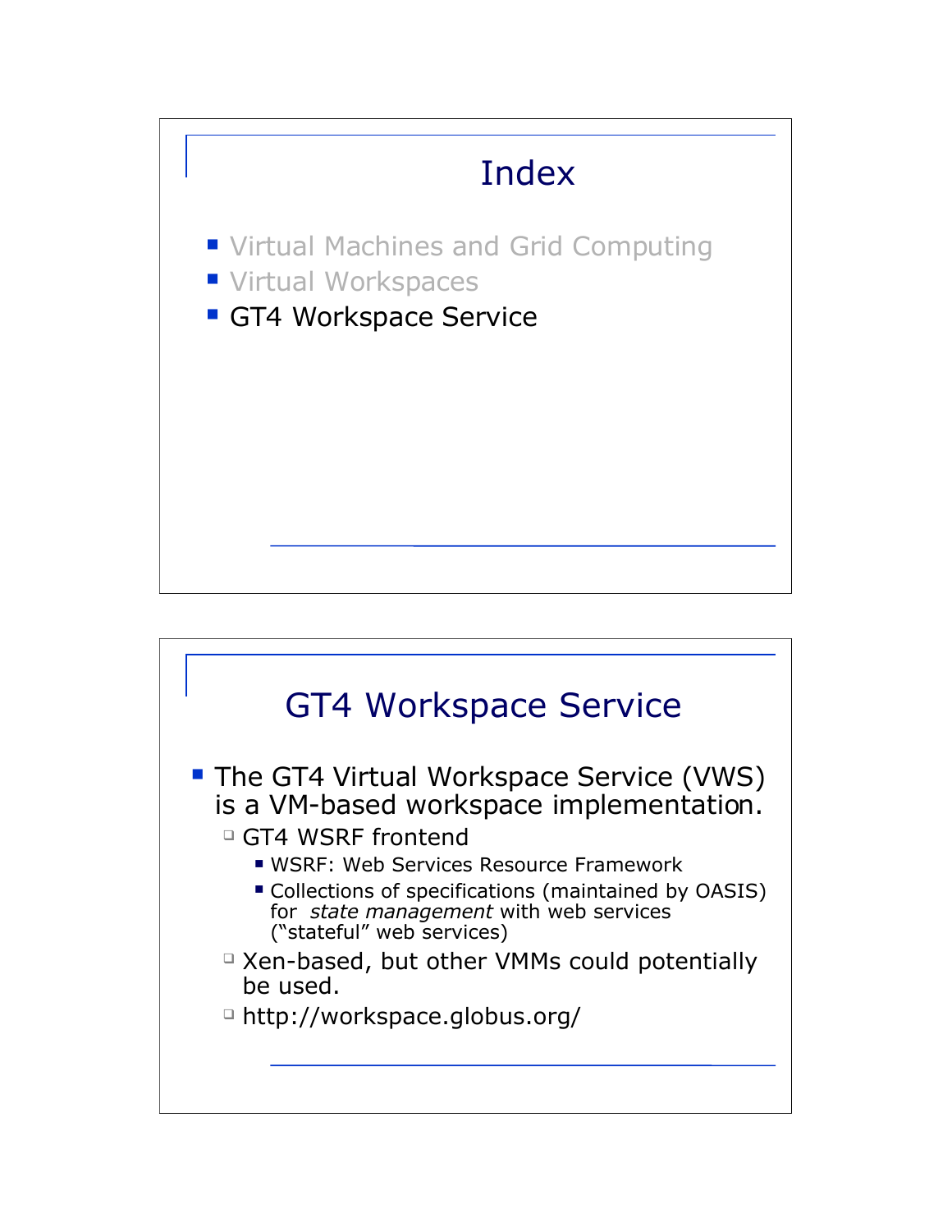# Index

- Virtual Machines and Grid Computing
- Virtual Workspaces
- GT4 Workspace Service

# GT4 Workspace Service

- The GT4 Virtual Workspace Service (VWS) is a VM-based workspace implementation.
  - GT4 WSRF frontend
    - WSRF: Web Services Resource Framework
    - Collections of specifications (maintained by OASIS) for *state management* with web services ("stateful" web services)
  - Xen-based, but other VMMs could potentially be used.
  - http://workspace.globus.org/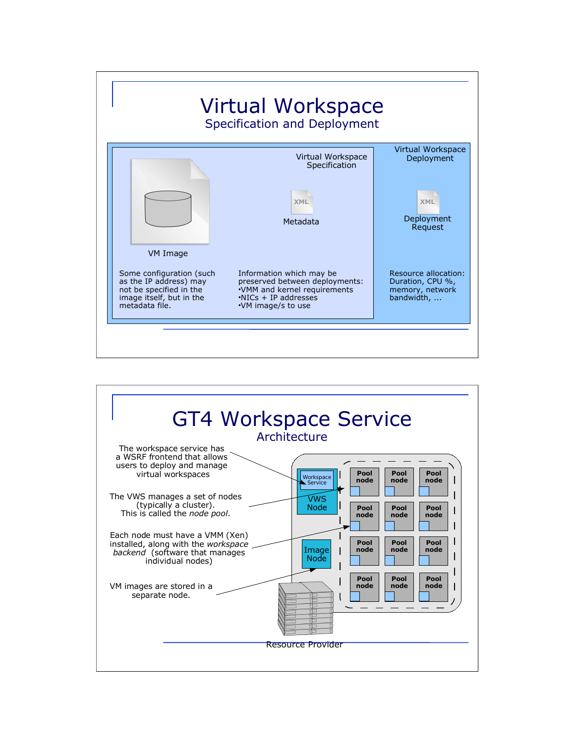# Virtual Workspace

## Specification and Deployment

**Virtual Workspace Specification**

VM Image

Some configuration (such as the IP address) may not be specified in the image itself, but in the metadata file.

XML — Metadata

Information which may be preserved between deployments:
- VMM and kernel requirements
- NICs + IP addresses
- VM image/s to use

**Virtual Workspace Deployment**

XML — Deployment Request

Resource allocation: Duration, CPU %, memory, network bandwidth, ...

# GT4 Workspace Service

## Architecture

The workspace service has a WSRF frontend that allows users to deploy and manage virtual workspaces

The VWS manages a set of nodes (typically a cluster). This is called the *node pool*.

Each node must have a VMM (Xen) installed, along with the *workspace backend* (software that manages individual nodes)

VM images are stored in a separate node.

Workspace Service

VWS Node

Image Node

Pool node | Pool node | Pool node
Pool node | Pool node | Pool node
Pool node | Pool node | Pool node
Pool node | Pool node | Pool node

Resource Provider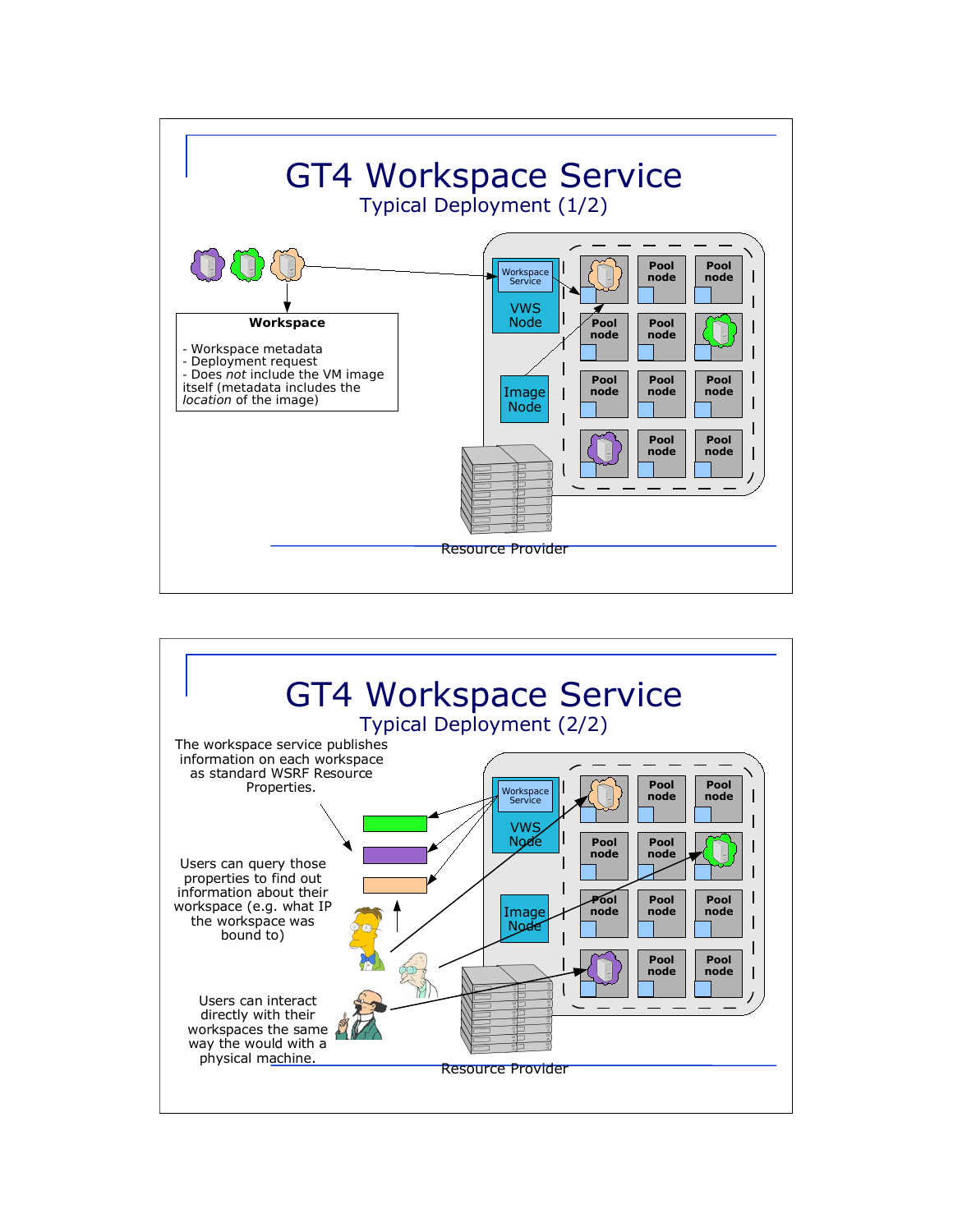# GT4 Workspace Service

## Typical Deployment (1/2)

**Workspace**

- Workspace metadata
- Deployment request
- Does *not* include the VM image itself (metadata includes the *location* of the image)

Workspace Service

VWS Node

Image Node

Pool node

Resource Provider

# GT4 Workspace Service

## Typical Deployment (2/2)

The workspace service publishes information on each workspace as standard WSRF Resource Properties.

Users can query those properties to find out information about their workspace (e.g. what IP the workspace was bound to)

Users can interact directly with their workspaces the same way the would with a physical machine.

Workspace Service

VWS Node

Image Node

Pool node

Resource Provider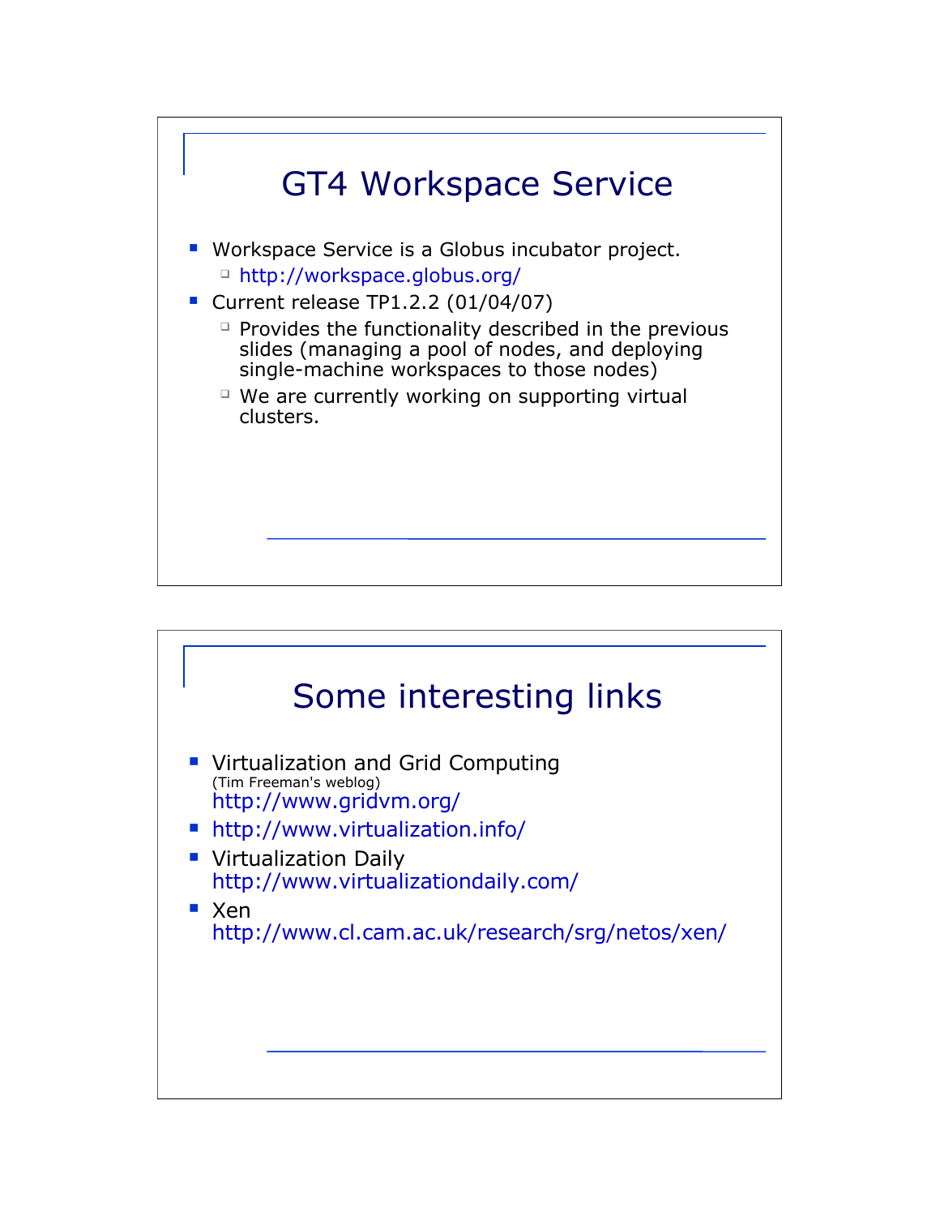## GT4 Workspace Service

- Workspace Service is a Globus incubator project.
  - http://workspace.globus.org/
- Current release TP1.2.2 (01/04/07)
  - Provides the functionality described in the previous slides (managing a pool of nodes, and deploying single-machine workspaces to those nodes)
  - We are currently working on supporting virtual clusters.

## Some interesting links

- Virtualization and Grid Computing
  (Tim Freeman's weblog)
  http://www.gridvm.org/
- http://www.virtualization.info/
- Virtualization Daily
  http://www.virtualizationdaily.com/
- Xen
  http://www.cl.cam.ac.uk/research/srg/netos/xen/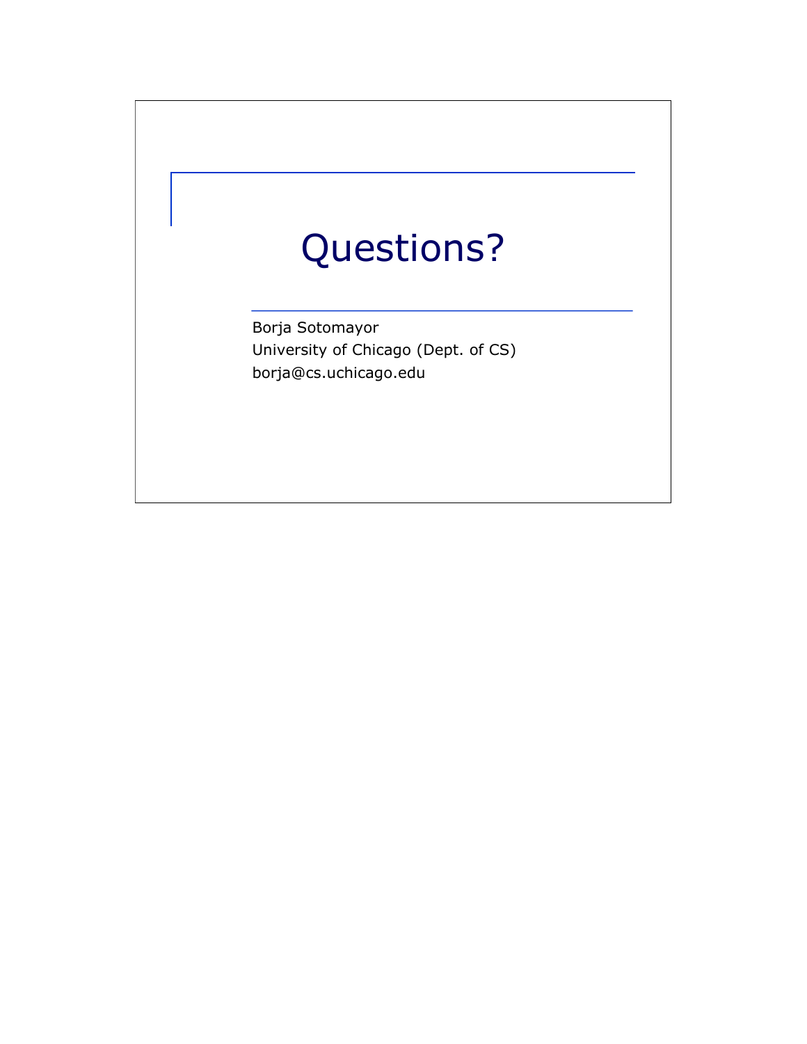# Questions?

Borja Sotomayor
University of Chicago (Dept. of CS)
borja@cs.uchicago.edu